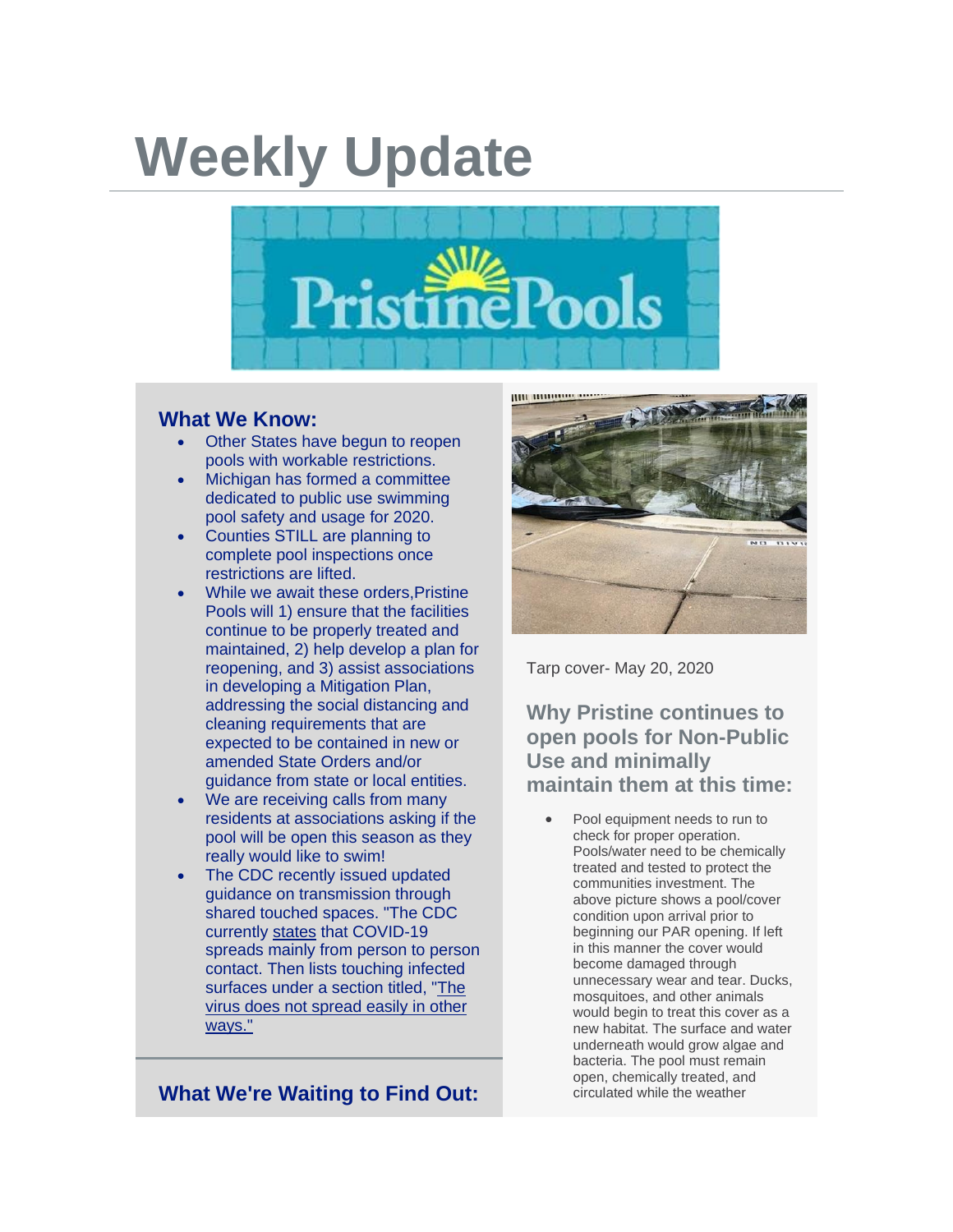# Weekly Update

## What We Know:

- Other States have begun to reopen pools with workable restrictions.
- Michigan has formed a committee dedicated to public use swimming pool safety and usage for 2020.
- Counties STILL are planning to complete pool inspections once restrictions are lifted.
- While we await these orders,Pristine Pools will 1) ensure that the facilities continue to be properly treated and maintained, 2) help develop a plan for reopening, and 3) assist associations in developing a Mitigation Plan, addressing the social distancing and cleaning requirements that are expected to be contained in new or amended State Orders and/or guidance from state or local entities.
- We are receiving calls from many residents at associations asking if the pool will be open this season as they really would like to swim!
- The CDC recently issued updated guidance on transmission through shared touched spaces. "The CDC currently states that COVID-19 spreads mainly from person to person contact. Then lists touching infected surfaces under a section titled, "The virus does not spread easily in other ways."

## What We're Waiting to Find Out:

Tarp cover- May 20, 2020

## Why Pristine continues to open pools for Non-Public Use and minimally maintain them at this time:

- Pool equipment needs to run to check for proper operation. Pools/water need to be chemically treated and tested to protect the communities investment. The above picture shows a pool/cover condition upon arrival prior to beginning our PAR opening. If left in this manner the cover would become damaged through unnecessary wear and tear. Ducks, mosquitoes, and other animals would begin to treat this cover as a new habitat. The surface and water underneath would grow algae and bacteria. The pool must remain open, chemically treated, and circulated while the weather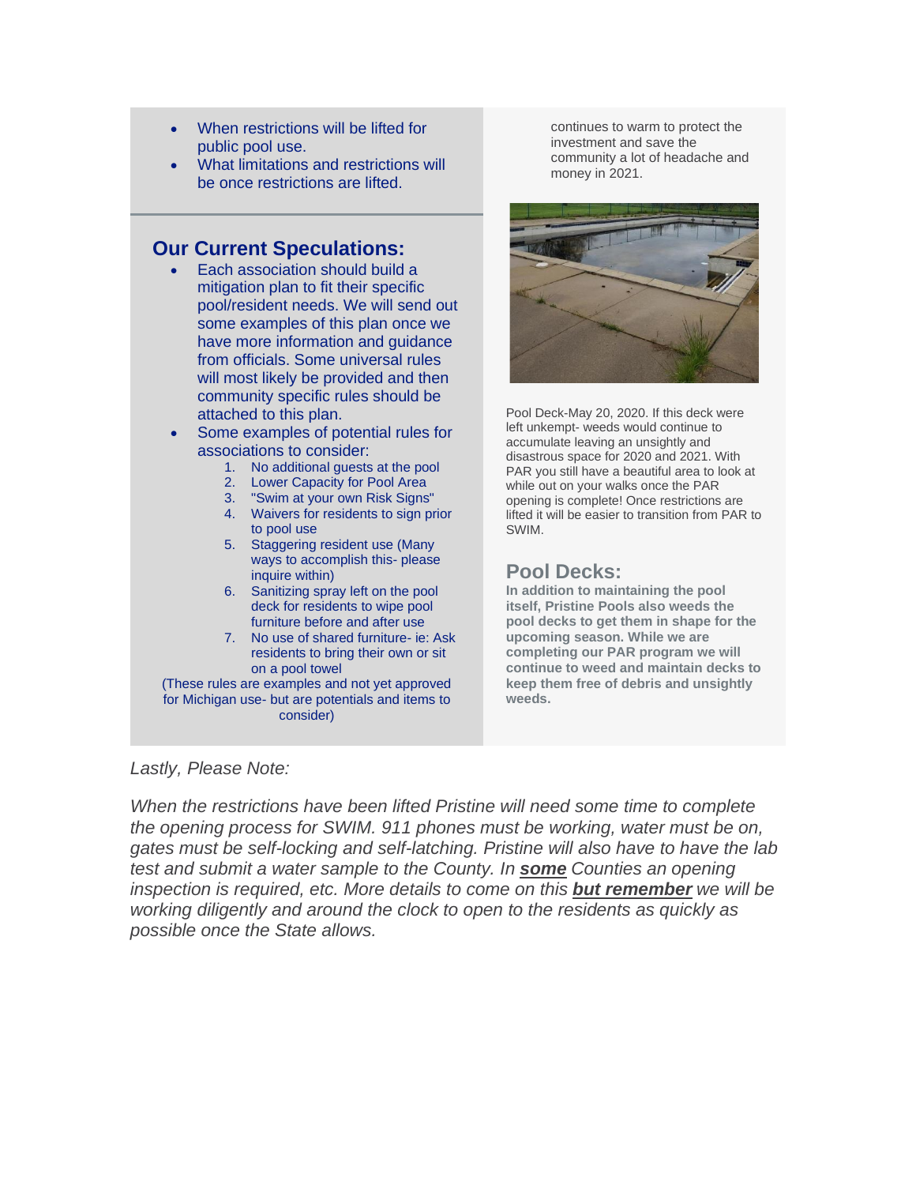- When restrictions will be lifted for public pool use.
- What limitations and restrictions will be once restrictions are lifted.

## Our Current Speculations:

- Each association should build a mitigation plan to fit their specific pool/resident needs. We will send out some examples of this plan once we have more information and guidance from officials. Some universal rules will most likely be provided and then community specific rules should be attached to this plan.
- Some examples of potential rules for associations to consider:
  1. No additional guests at the pool
  2. Lower Capacity for Pool Area
  3. "Swim at your own Risk Signs"
  4. Waivers for residents to sign prior to pool use
  5. Staggering resident use (Many ways to accomplish this- please inquire within)
  6. Sanitizing spray left on the pool deck for residents to wipe pool furniture before and after use
  7. No use of shared furniture- ie: Ask residents to bring their own or sit on a pool towel

(These rules are examples and not yet approved for Michigan use- but are potentials and items to consider)

continues to warm to protect the investment and save the community a lot of headache and money in 2021.

Pool Deck-May 20, 2020. If this deck were left unkempt- weeds would continue to accumulate leaving an unsightly and disastrous space for 2020 and 2021. With PAR you still have a beautiful area to look at while out on your walks once the PAR opening is complete! Once restrictions are lifted it will be easier to transition from PAR to SWIM.

## Pool Decks:

**In addition to maintaining the pool itself, Pristine Pools also weeds the pool decks to get them in shape for the upcoming season. While we are completing our PAR program we will continue to weed and maintain decks to keep them free of debris and unsightly weeds.**

*Lastly, Please Note:*

*When the restrictions have been lifted Pristine will need some time to complete the opening process for SWIM. 911 phones must be working, water must be on, gates must be self-locking and self-latching. Pristine will also have to have the lab test and submit a water sample to the County. In **some** Counties an opening inspection is required, etc. More details to come on this **but remember** we will be working diligently and around the clock to open to the residents as quickly as possible once the State allows.*